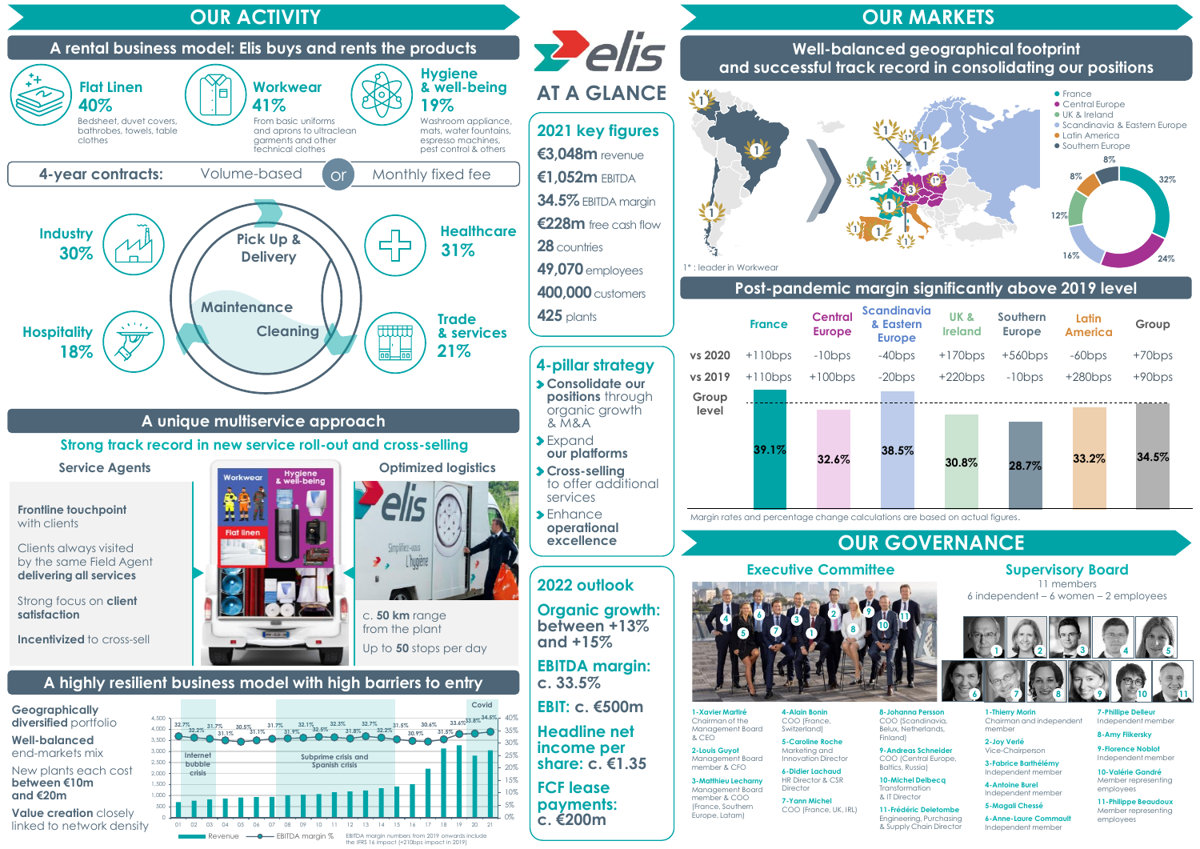# elis AT A GLANCE

## OUR ACTIVITY

### A rental business model: Elis buys and rents the products

**Flat Linen 40%**
Bedsheet, duvet covers, bathrobes, towels, table clothes

**Workwear 41%**
From basic uniforms and aprons to ultraclean garments and other technical clothes

**Hygiene & well-being 19%**
Washroom appliance, mats, water fountains, espresso machines, pest control & others

**4-year contracts:** Volume-based **or** Monthly fixed fee

Pick Up & Delivery – Maintenance – Cleaning

- Industry 30%
- Hospitality 18%
- Healthcare 31%
- Trade & services 21%

### A unique multiservice approach

**Strong track record in new service roll-out and cross-selling**

**Service Agents**

**Frontline touchpoint** with clients

Clients always visited by the same Field Agent **delivering all services**

Strong focus on **client satisfaction**

**Incentivized** to cross-sell

Workwear – Hygiene & well-being – Flat linen

**Optimized logistics**

c. **50 km** range from the plant

Up to **50** stops per day

### A highly resilient business model with high barriers to entry

**Geographically diversified** portfolio

**Well-balanced** end-markets mix

New plants each cost **between €10m and €20m**

**Value creation** closely linked to network density

Chart: Revenue and EBITDA margin %, 2001–2021 (Internet bubble crisis; Subprime crisis and Spanish crisis; Covid). EBITDA margin: 32.7%, 32.2%, 31.7%, 31.1%, 30.5%, 31.1%, 31.7%, 31.9%, 32.1%, 32.5%, 32.3%, 31.8%, 32.7%, 32.2%, 31.5%, 30.9%, 30.6%, 31.5%, 33.6%, 33.8%, 34.5%

EBITDA margin numbers from 2019 onwards include the IFRS 16 impact (+210bps impact in 2019)

## 2021 key figures

- **€3,048m** revenue
- **€1,052m** EBITDA
- **34.5%** EBITDA margin
- **€228m** free cash flow
- **28** countries
- **49,070** employees
- **400,000** customers
- **425** plants

## 4-pillar strategy

- **Consolidate our positions** through organic growth & M&A
- **Expand** our platforms
- **Cross-selling** to offer additional services
- **Enhance** operational excellence

## 2022 outlook

- **Organic growth: between +13% and +15%**
- **EBITDA margin: c. 33.5%**
- **EBIT: c. €500m**
- **Headline net income per share: c. €1.35**
- **FCF lease payments: c. €200m**

## OUR MARKETS

### Well-balanced geographical footprint and successful track record in consolidating our positions

France 32%, Central Europe 24%, UK & Ireland 16%, Scandinavia & Eastern Europe 12%, Latin America 8%, Southern Europe 8%

1* : leader in Workwear

### Post-pandemic margin significantly above 2019 level

| | France | Central Europe | Scandinavia & Eastern Europe | UK & Ireland | Southern Europe | Latin America | Group |
|---|---|---|---|---|---|---|---|
| vs 2020 | +110bps | -10bps | -40bps | +170bps | +560bps | -60bps | +70bps |
| vs 2019 | +110bps | +100bps | -20bps | +220bps | -10bps | +280bps | +90bps |
| Group level | 39.1% | 32.6% | 38.5% | 30.8% | 28.7% | 33.2% | 34.5% |

Margin rates and percentage change calculations are based on actual figures.

## OUR GOVERNANCE

### Executive Committee

1- Xavier Martiré, Chairman of the Management Board & CEO
2- Louis Guyot, Management Board member & CFO
3- Matthieu Lecharny, Management Board member & COO (France, Southern Europe, Latam)
4- Alain Bonin, COO (France, Switzerland)
5- Caroline Roche, Marketing and Innovation Director
6- Didier Lachaud, HR Director & CSR Director
7- Yann Michel, COO (France, UK, IRL)
8- Johanna Persson, COO (Scandinavia, Belux, Netherlands, Finland)
9- Andreas Schneider, COO (Central Europe, Baltics, Russia)
10- Michel Delbecq, Transformation & IT Director
11- Frédéric Deletombe, Engineering, Purchasing & Supply Chain Director

### Supervisory Board

11 members
6 independent – 6 women – 2 employees

1- Thierry Morin, Chairman and independent member
2- Joy Verlé, Vice-Chairperson
3- Fabrice Barthélémy, Independent member
4- Antoine Burel, Independent member
5- Magali Chessé
6- Anne-Laure Commault, Independent member
7- Philippe Delleur, Independent member
8- Amy Flikersky
9- Florence Noblot, Independent member
10- Valérie Gandré, Member representing employees
11- Philippe Beaudoux, Member representing employees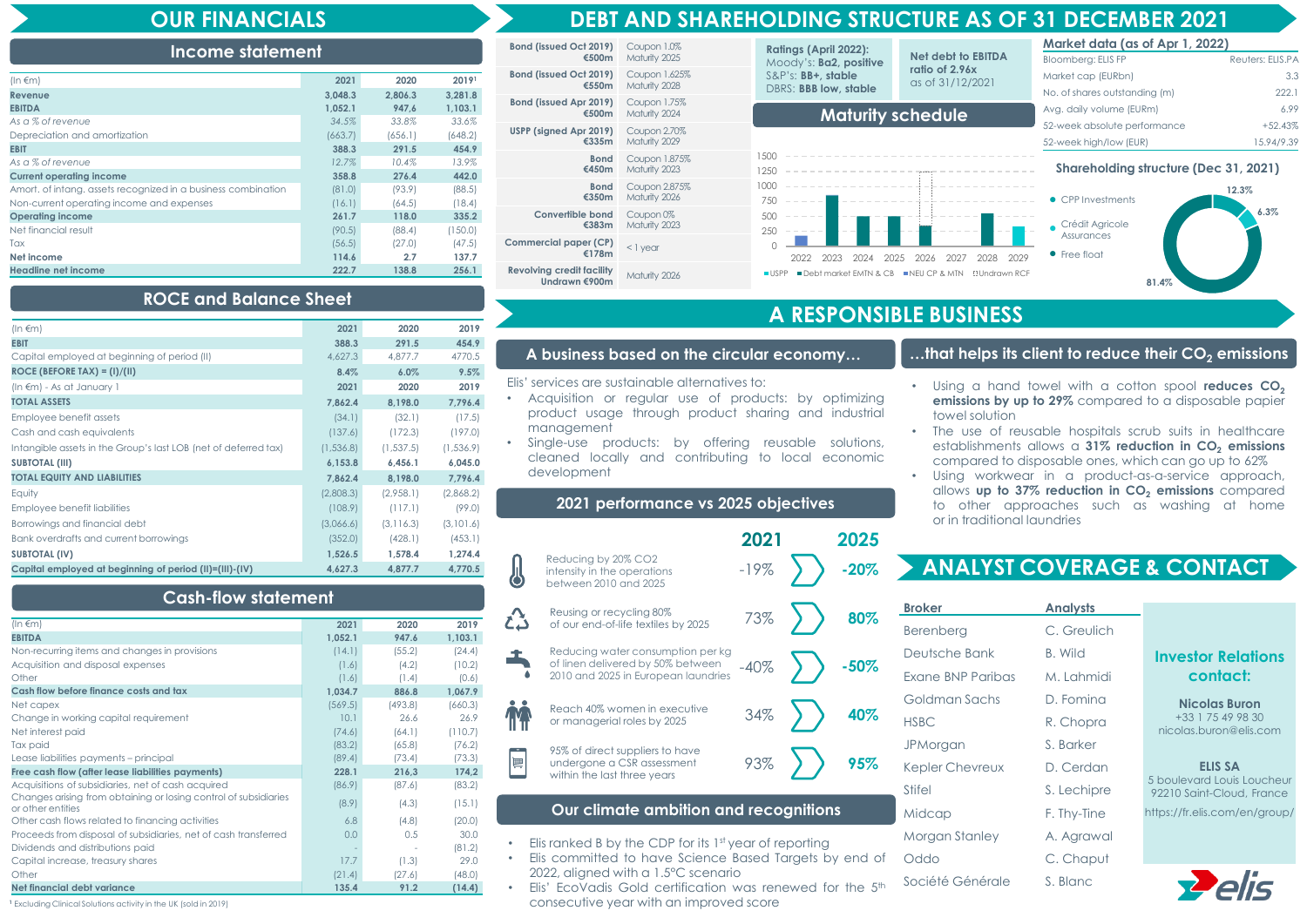# OUR FINANCIALS

## Income statement

| (In €m) | 2021 | 2020 | 2019[1] |
|---|---|---|---|
| **Revenue** | **3,048.3** | **2,806.3** | **3,281.8** |
| **EBITDA** | **1,052.1** | **947.6** | **1,103.1** |
| *As a % of revenue* | *34.5%* | *33.8%* | *33.6%* |
| Depreciation and amortization | (663.7) | (656.1) | (648.2) |
| **EBIT** | **388.3** | **291.5** | **454.9** |
| *As a % of revenue* | *12.7%* | *10.4%* | *13.9%* |
| **Current operating income** | **358.8** | **276.4** | **442.0** |
| Amort. of intang. assets recognized in a business combination | (81.0) | (93.9) | (88.5) |
| Non-current operating income and expenses | (16.1) | (64.5) | (18.4) |
| **Operating income** | **261.7** | **118.0** | **335.2** |
| Net financial result | (90.5) | (88.4) | (150.0) |
| Tax | (56.5) | (27.0) | (47.5) |
| **Net income** | **114.6** | **2.7** | **137.7** |
| **Headline net income** | **222.7** | **138.8** | **256.1** |

## ROCE and Balance Sheet

| (In €m) | 2021 | 2020 | 2019 |
|---|---|---|---|
| **EBIT** | **388.3** | **291.5** | **454.9** |
| Capital employed at beginning of period (II) | 4,627.3 | 4,877.7 | 4770.5 |
| **ROCE (BEFORE TAX) = (I)/(II)** | **8.4%** | **6.0%** | **9.5%** |
| (In €m) - As at January 1 | **2021** | **2020** | **2019** |
| **TOTAL ASSETS** | **7,862.4** | **8,198.0** | **7,796.4** |
| Employee benefit assets | (34.1) | (32.1) | (17.5) |
| Cash and cash equivalents | (137.6) | (172.3) | (197.0) |
| Intangible assets in the Group's last LOB (net of deferred tax) | (1,536.8) | (1,537.5) | (1,536.9) |
| **SUBTOTAL (III)** | **6,153.8** | **6,456.1** | **6,045.0** |
| **TOTAL EQUITY AND LIABILITIES** | **7,862.4** | **8,198.0** | **7,796.4** |
| Equity | (2,808.3) | (2,958.1) | (2,868.2) |
| Employee benefit liabilities | (108.9) | (117.1) | (99.0) |
| Borrowings and financial debt | (3,066.6) | (3,116.3) | (3,101.6) |
| Bank overdrafts and current borrowings | (352.0) | (428.1) | (453.1) |
| **SUBTOTAL (IV)** | **1,526.5** | **1,578.4** | **1,274.4** |
| **Capital employed at beginning of period (II)=(III)-(IV)** | **4,627.3** | **4,877.7** | **4,770.5** |

## Cash-flow statement

| (In €m) | 2021 | 2020 | 2019 |
|---|---|---|---|
| **EBITDA** | **1,052.1** | **947.6** | **1,103.1** |
| Non-recurring items and changes in provisions | (14.1) | (55.2) | (24.4) |
| Acquisition and disposal expenses | (1.6) | (4.2) | (10.2) |
| Other | (1.6) | (1.4) | (0.6) |
| **Cash flow before finance costs and tax** | **1,034.7** | **886.8** | **1,067.9** |
| Net capex | (569.5) | (493.8) | (660.3) |
| Change in working capital requirement | 10.1 | 26.6 | 26.9 |
| Net interest paid | (74.6) | (64.1) | (110.7) |
| Tax paid | (83.2) | (65.8) | (76.2) |
| Lease liabilities payments – principal | (89.4) | (73.4) | (73.3) |
| **Free cash flow (after lease liabilities payments)** | **228.1** | **216.3** | **174.2** |
| Acquisitions of subsidiaries, net of cash acquired | (86.9) | (87.6) | (83.2) |
| Changes arising from obtaining or losing control of subsidiaries or other entities | (8.9) | (4.3) | (15.1) |
| Other cash flows related to financing activities | 6.8 | (4.8) | (20.0) |
| Proceeds from disposal of subsidiaries, net of cash transferred | 0.0 | 0.5 | 30.0 |
| Dividends and distributions paid | - | - | (81.2) |
| Capital increase, treasury shares | 17.7 | (1.3) | 29.0 |
| Other | (21.4) | (27.6) | (48.0) |
| **Net financial debt variance** | **135.4** | **91.2** | **(14.4)** |

[1] Excluding Clinical Solutions activity in the UK (sold in 2019)

# DEBT AND SHAREHOLDING STRUCTURE AS OF 31 DECEMBER 2021

| Instrument | Terms |
|---|---|
| **Bond (issued Oct 2019) €500m** | Coupon 1.0%, Maturity 2025 |
| **Bond (issued Oct 2019) €550m** | Coupon 1.625%, Maturity 2028 |
| **Bond (issued Apr 2019) €500m** | Coupon 1.75%, Maturity 2024 |
| **USPP (signed Apr 2019) €335m** | Coupon 2.70%, Maturity 2029 |
| **Bond €450m** | Coupon 1.875%, Maturity 2023 |
| **Bond €350m** | Coupon 2.875%, Maturity 2026 |
| **Convertible bond €383m** | Coupon 0%, Maturity 2023 |
| **Commercial paper (CP) €178m** | < 1 year |
| **Revolving credit facility Undrawn €900m** | Maturity 2026 |

**Ratings (April 2022):**
Moody's: **Ba2, positive**
S&P's: **BB+, stable**
DBRS: **BBB low, stable**

**Net debt to EBITDA ratio of 2.96x** as of 31/12/2021

## Maturity schedule

1500
1250
1000
750
500
250
0
2022 2023 2024 2025 2026 2027 2028 2029
USPP, Debt market EMTN & CB, NEU CP & MTN, Undrawn RCF

## Market data (as of Apr 1, 2022)

| | |
|---|---|
| Bloomberg: ELIS FP | Reuters: ELIS.PA |
| Market cap (EURbn) | 3.3 |
| No. of shares outstanding (m) | 222.1 |
| Avg. daily volume (EURm) | 6.99 |
| 52-week absolute performance | +52.43% |
| 52-week high/low (EUR) | 15.94/9.39 |

## Shareholding structure (Dec 31, 2021)

- CPP Investments
- Crédit Agricole Assurances
- Free float

12.3%
6.3%
81.4%

# A RESPONSIBLE BUSINESS

## A business based on the circular economy…

Elis' services are sustainable alternatives to:

- Acquisition or regular use of products: by optimizing product usage through product sharing and industrial management
- Single-use products: by offering reusable solutions, cleaned locally and contributing to local economic development

## …that helps its client to reduce their $CO_2$ emissions

- Using a hand towel with a cotton spool **reduces $CO_2$ emissions by up to 29%** compared to a disposable papier towel solution
- The use of reusable hospitals scrub suits in healthcare establishments allows a **31% reduction in $CO_2$ emissions** compared to disposable ones, which can go up to 62%
- Using workwear in a product-as-a-service approach, allows **up to 37% reduction in $CO_2$ emissions** compared to other approaches such as washing at home or in traditional laundries

## 2021 performance vs 2025 objectives

| Objective | 2021 | 2025 |
|---|---|---|
| Reducing by 20% CO2 intensity in the operations between 2010 and 2025 | -19% | **-20%** |
| Reusing or recycling 80% of our end-of-life textiles by 2025 | 73% | **80%** |
| Reducing water consumption per kg of linen delivered by 50% between 2010 and 2025 in European laundries | -40% | **-50%** |
| Reach 40% women in executive or managerial roles by 2025 | 34% | **40%** |
| 95% of direct suppliers to have undergone a CSR assessment within the last three years | 93% | **95%** |

## Our climate ambition and recognitions

- Elis ranked B by the CDP for its 1st year of reporting
- Elis committed to have Science Based Targets by end of 2022, aligned with a 1.5°C scenario
- Elis' EcoVadis Gold certification was renewed for the 5th consecutive year with an improved score

# ANALYST COVERAGE & CONTACT

| Broker | Analysts |
|---|---|
| Berenberg | C. Greulich |
| Deutsche Bank | B. Wild |
| Exane BNP Paribas | M. Lahmidi |
| Goldman Sachs | D. Fomina |
| HSBC | R. Chopra |
| JPMorgan | S. Barker |
| Kepler Cheuvreux | D. Cerdan |
| Stifel | S. Lechipre |
| Midcap | F. Thy-Tine |
| Morgan Stanley | A. Agrawal |
| Oddo | C. Chaput |
| Société Générale | S. Blanc |

**Investor Relations contact:**

**Nicolas Buron**
+33 1 75 49 98 30
nicolas.buron@elis.com

**ELIS SA**
5 boulevard Louis Loucheur
92210 Saint-Cloud, France
https://fr.elis.com/en/group/

elis